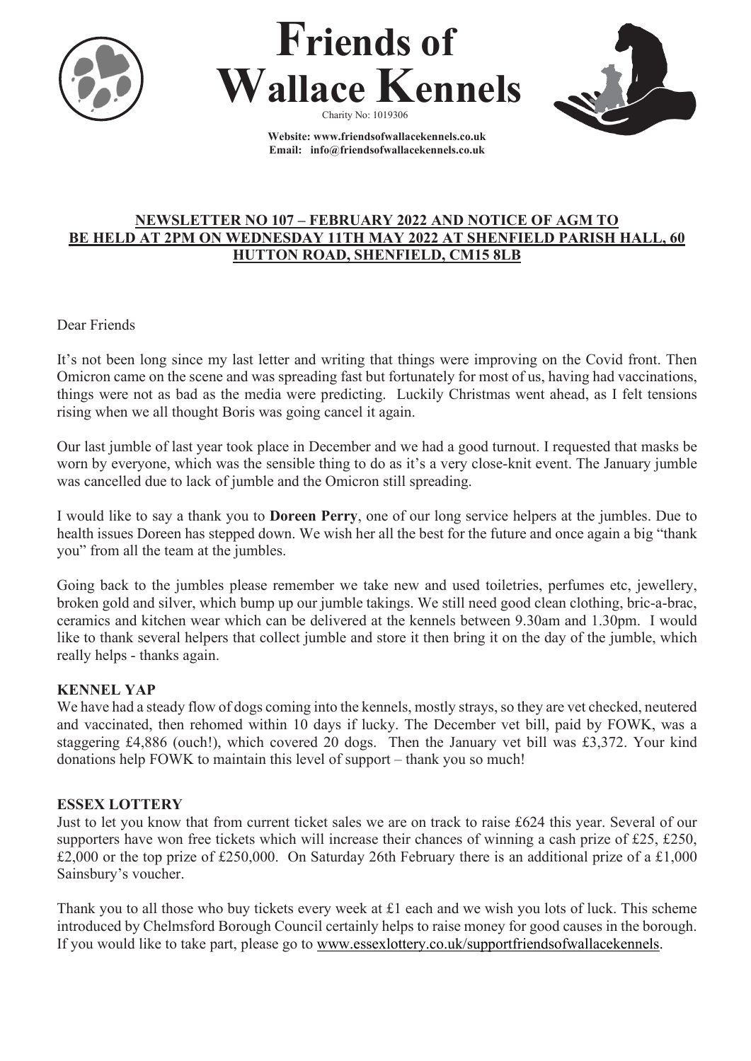# Friends of Wallace Kennels

Charity No: 1019306

**Website: www.friendsofwallacekennels.co.uk**
**Email: info@friendsofwallacekennels.co.uk**

## NEWSLETTER NO 107 – FEBRUARY 2022 AND NOTICE OF AGM TO BE HELD AT 2PM ON WEDNESDAY 11TH MAY 2022 AT SHENFIELD PARISH HALL, 60 HUTTON ROAD, SHENFIELD, CM15 8LB

Dear Friends

It's not been long since my last letter and writing that things were improving on the Covid front. Then Omicron came on the scene and was spreading fast but fortunately for most of us, having had vaccinations, things were not as bad as the media were predicting. Luckily Christmas went ahead, as I felt tensions rising when we all thought Boris was going cancel it again.

Our last jumble of last year took place in December and we had a good turnout. I requested that masks be worn by everyone, which was the sensible thing to do as it's a very close-knit event. The January jumble was cancelled due to lack of jumble and the Omicron still spreading.

I would like to say a thank you to **Doreen Perry**, one of our long service helpers at the jumbles. Due to health issues Doreen has stepped down. We wish her all the best for the future and once again a big "thank you" from all the team at the jumbles.

Going back to the jumbles please remember we take new and used toiletries, perfumes etc, jewellery, broken gold and silver, which bump up our jumble takings. We still need good clean clothing, bric-a-brac, ceramics and kitchen wear which can be delivered at the kennels between 9.30am and 1.30pm. I would like to thank several helpers that collect jumble and store it then bring it on the day of the jumble, which really helps - thanks again.

### KENNEL YAP

We have had a steady flow of dogs coming into the kennels, mostly strays, so they are vet checked, neutered and vaccinated, then rehomed within 10 days if lucky. The December vet bill, paid by FOWK, was a staggering £4,886 (ouch!), which covered 20 dogs. Then the January vet bill was £3,372. Your kind donations help FOWK to maintain this level of support – thank you so much!

### ESSEX LOTTERY

Just to let you know that from current ticket sales we are on track to raise £624 this year. Several of our supporters have won free tickets which will increase their chances of winning a cash prize of £25, £250, £2,000 or the top prize of £250,000. On Saturday 26th February there is an additional prize of a £1,000 Sainsbury's voucher.

Thank you to all those who buy tickets every week at £1 each and we wish you lots of luck. This scheme introduced by Chelmsford Borough Council certainly helps to raise money for good causes in the borough. If you would like to take part, please go to www.essexlottery.co.uk/supportfriendsofwallacekennels.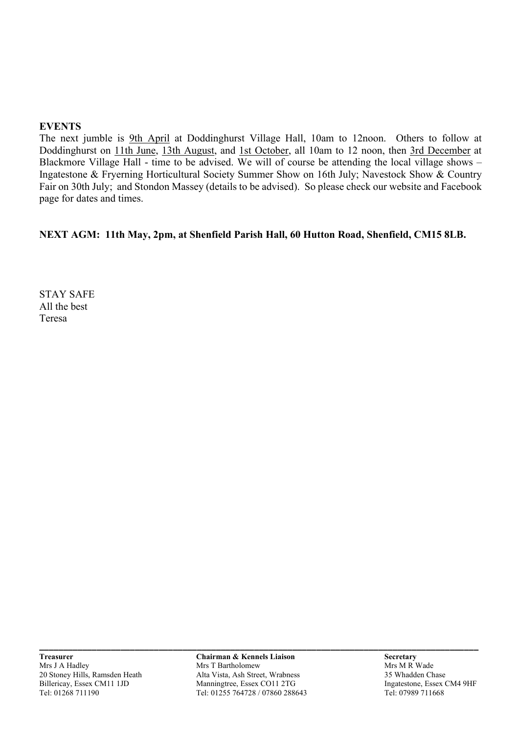**EVENTS**

The next jumble is 9th April at Doddinghurst Village Hall, 10am to 12noon. Others to follow at Doddinghurst on 11th June, 13th August, and 1st October, all 10am to 12 noon, then 3rd December at Blackmore Village Hall - time to be advised. We will of course be attending the local village shows – Ingatestone & Fryerning Horticultural Society Summer Show on 16th July; Navestock Show & Country Fair on 30th July; and Stondon Massey (details to be advised). So please check our website and Facebook page for dates and times.

**NEXT AGM: 11th May, 2pm, at Shenfield Parish Hall, 60 Hutton Road, Shenfield, CM15 8LB.**

STAY SAFE
All the best
Teresa

---

**Treasurer**
Mrs J A Hadley
20 Stoney Hills, Ramsden Heath
Billericay, Essex CM11 1JD
Tel: 01268 711190

**Chairman & Kennels Liaison**
Mrs T Bartholomew
Alta Vista, Ash Street, Wrabness
Manningtree, Essex CO11 2TG
Tel: 01255 764728 / 07860 288643

**Secretary**
Mrs M R Wade
35 Whadden Chase
Ingatestone, Essex CM4 9HF
Tel: 07989 711668